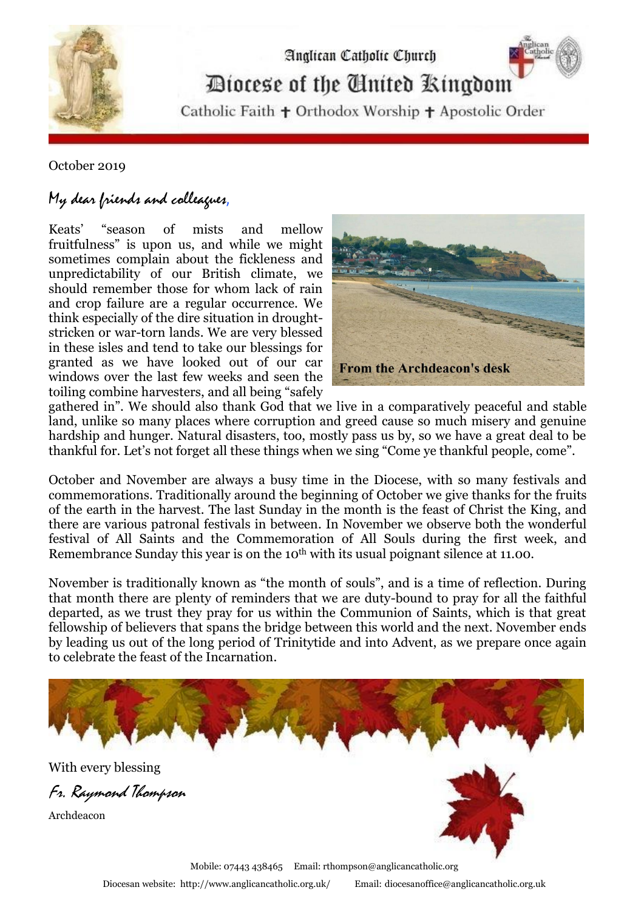# Anglican Catholic Church

## Diocese of the United Kingdom

Catholic Faith ✝ Orthodox Worship ✝ Apostolic Order

October 2019

*My dear friends and colleagues,*

Keats' "season of mists and mellow fruitfulness" is upon us, and while we might sometimes complain about the fickleness and unpredictability of our British climate, we should remember those for whom lack of rain and crop failure are a regular occurrence. We think especially of the dire situation in drought-stricken or war-torn lands. We are very blessed in these isles and tend to take our blessings for granted as we have looked out of our car windows over the last few weeks and seen the toiling combine harvesters, and all being "safely gathered in". We should also thank God that we live in a comparatively peaceful and stable land, unlike so many places where corruption and greed cause so much misery and genuine hardship and hunger. Natural disasters, too, mostly pass us by, so we have a great deal to be thankful for. Let's not forget all these things when we sing "Come ye thankful people, come".

**From the Archdeacon's desk**

October and November are always a busy time in the Diocese, with so many festivals and commemorations. Traditionally around the beginning of October we give thanks for the fruits of the earth in the harvest. The last Sunday in the month is the feast of Christ the King, and there are various patronal festivals in between. In November we observe both the wonderful festival of All Saints and the Commemoration of All Souls during the first week, and Remembrance Sunday this year is on the 10th with its usual poignant silence at 11.00.

November is traditionally known as "the month of souls", and is a time of reflection. During that month there are plenty of reminders that we are duty-bound to pray for all the faithful departed, as we trust they pray for us within the Communion of Saints, which is that great fellowship of believers that spans the bridge between this world and the next. November ends by leading us out of the long period of Trinitytide and into Advent, as we prepare once again to celebrate the feast of the Incarnation.

With every blessing

*Fr. Raymond Thompson*

Archdeacon

Mobile: 07443 438465 Email: rthompson@anglicancatholic.org

Diocesan website: http://www.anglicancatholic.org.uk/ Email: diocesanoffice@anglicancatholic.org.uk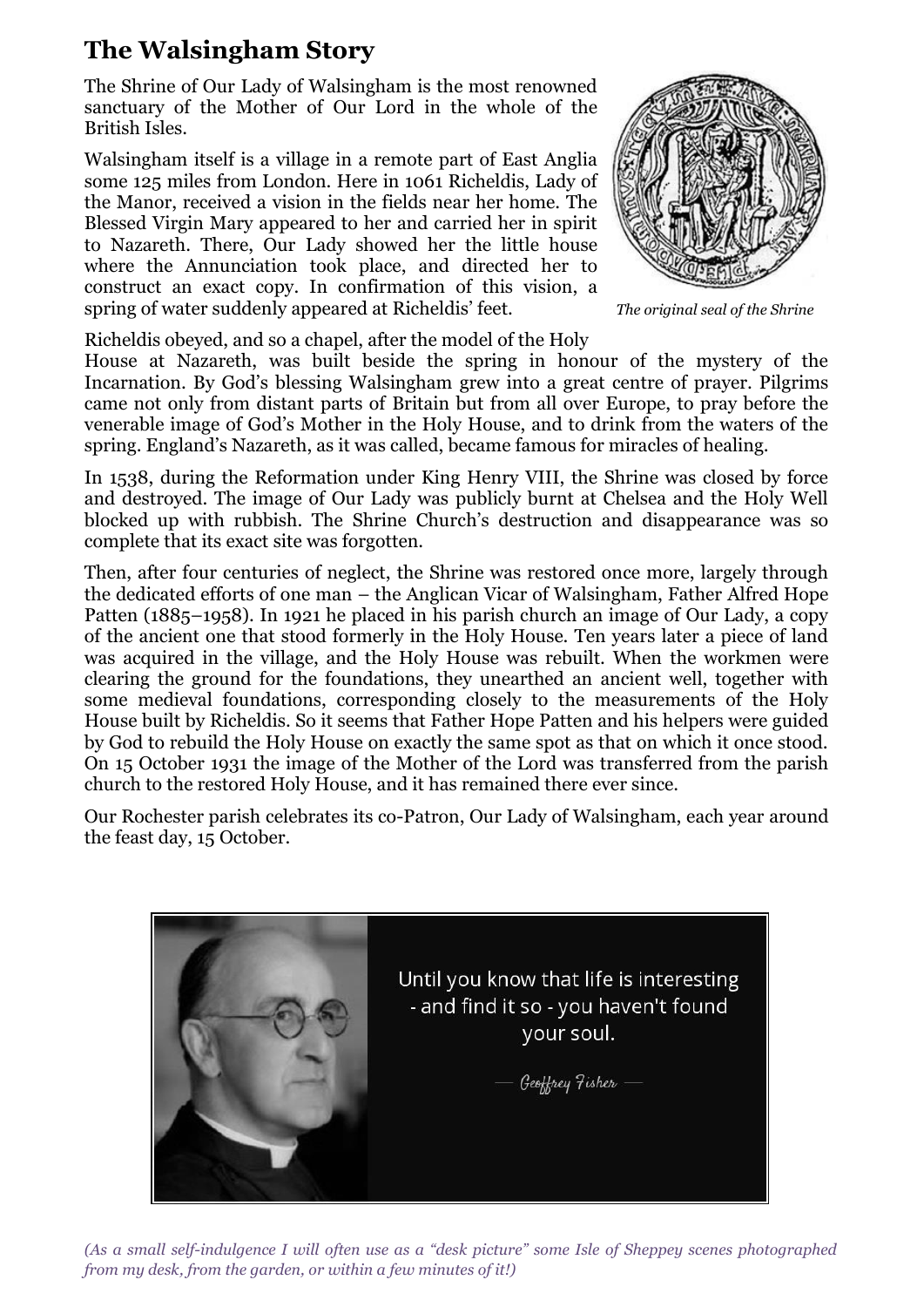# The Walsingham Story

The Shrine of Our Lady of Walsingham is the most renowned sanctuary of the Mother of Our Lord in the whole of the British Isles.

Walsingham itself is a village in a remote part of East Anglia some 125 miles from London. Here in 1061 Richeldis, Lady of the Manor, received a vision in the fields near her home. The Blessed Virgin Mary appeared to her and carried her in spirit to Nazareth. There, Our Lady showed her the little house where the Annunciation took place, and directed her to construct an exact copy. In confirmation of this vision, a spring of water suddenly appeared at Richeldis' feet.

*The original seal of the Shrine*

Richeldis obeyed, and so a chapel, after the model of the Holy House at Nazareth, was built beside the spring in honour of the mystery of the Incarnation. By God's blessing Walsingham grew into a great centre of prayer. Pilgrims came not only from distant parts of Britain but from all over Europe, to pray before the venerable image of God's Mother in the Holy House, and to drink from the waters of the spring. England's Nazareth, as it was called, became famous for miracles of healing.

In 1538, during the Reformation under King Henry VIII, the Shrine was closed by force and destroyed. The image of Our Lady was publicly burnt at Chelsea and the Holy Well blocked up with rubbish. The Shrine Church's destruction and disappearance was so complete that its exact site was forgotten.

Then, after four centuries of neglect, the Shrine was restored once more, largely through the dedicated efforts of one man – the Anglican Vicar of Walsingham, Father Alfred Hope Patten (1885–1958). In 1921 he placed in his parish church an image of Our Lady, a copy of the ancient one that stood formerly in the Holy House. Ten years later a piece of land was acquired in the village, and the Holy House was rebuilt. When the workmen were clearing the ground for the foundations, they unearthed an ancient well, together with some medieval foundations, corresponding closely to the measurements of the Holy House built by Richeldis. So it seems that Father Hope Patten and his helpers were guided by God to rebuild the Holy House on exactly the same spot as that on which it once stood. On 15 October 1931 the image of the Mother of the Lord was transferred from the parish church to the restored Holy House, and it has remained there ever since.

Our Rochester parish celebrates its co-Patron, Our Lady of Walsingham, each year around the feast day, 15 October.

Until you know that life is interesting - and find it so - you haven't found your soul.

— Geoffrey Fisher —

*(As a small self-indulgence I will often use as a "desk picture" some Isle of Sheppey scenes photographed from my desk, from the garden, or within a few minutes of it!)*